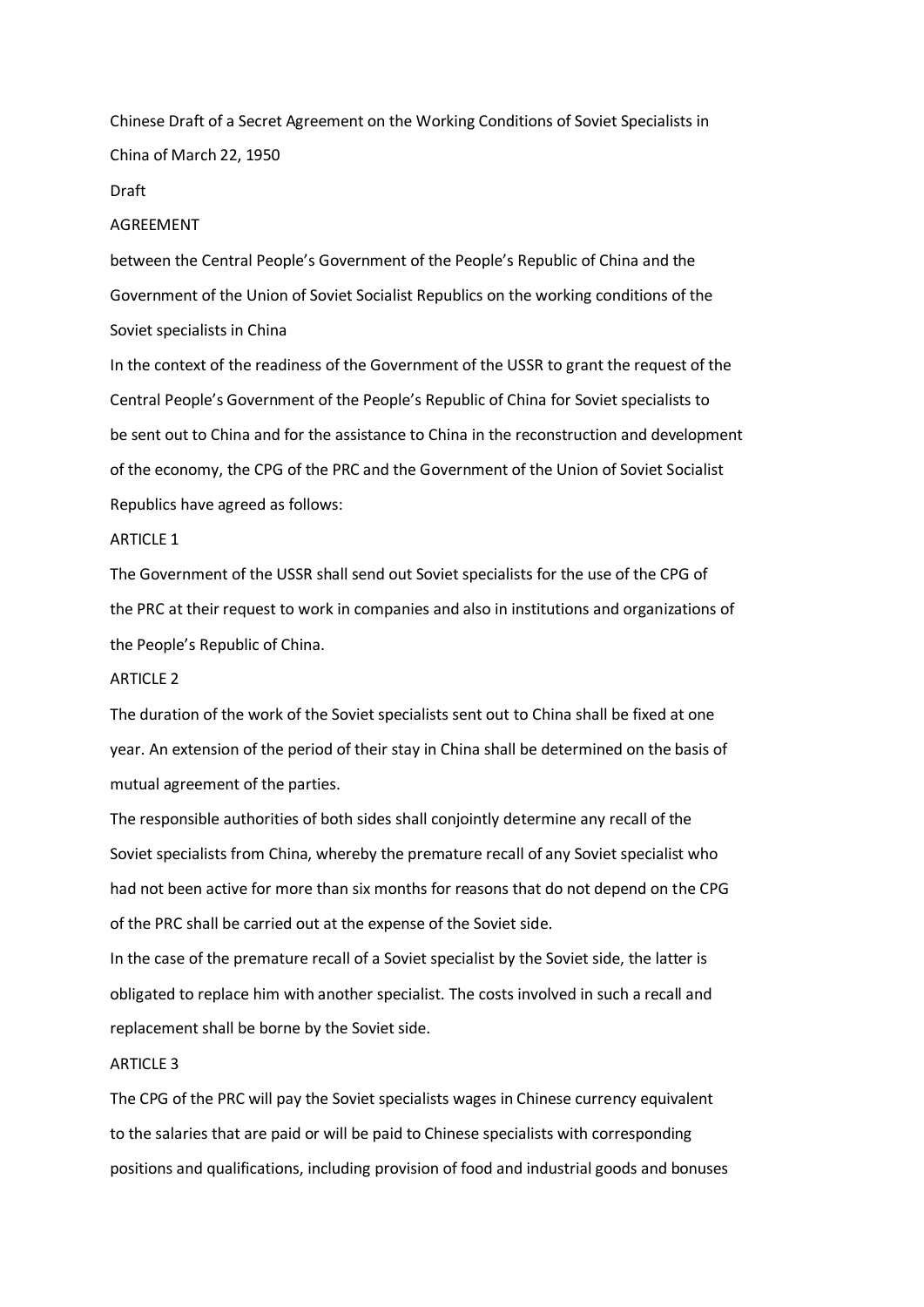Chinese Draft of a Secret Agreement on the Working Conditions of Soviet Specialists in China of March 22, 1950

Draft

AGREEMENT

between the Central People's Government of the People's Republic of China and the Government of the Union of Soviet Socialist Republics on the working conditions of the Soviet specialists in China

In the context of the readiness of the Government of the USSR to grant the request of the Central People's Government of the People's Republic of China for Soviet specialists to be sent out to China and for the assistance to China in the reconstruction and development of the economy, the CPG of the PRC and the Government of the Union of Soviet Socialist Republics have agreed as follows:

ARTICLE 1

The Government of the USSR shall send out Soviet specialists for the use of the CPG of the PRC at their request to work in companies and also in institutions and organizations of the People's Republic of China.

ARTICLE 2

The duration of the work of the Soviet specialists sent out to China shall be fixed at one year. An extension of the period of their stay in China shall be determined on the basis of mutual agreement of the parties.

The responsible authorities of both sides shall conjointly determine any recall of the Soviet specialists from China, whereby the premature recall of any Soviet specialist who had not been active for more than six months for reasons that do not depend on the CPG of the PRC shall be carried out at the expense of the Soviet side.

In the case of the premature recall of a Soviet specialist by the Soviet side, the latter is obligated to replace him with another specialist. The costs involved in such a recall and replacement shall be borne by the Soviet side.

ARTICLE 3

The CPG of the PRC will pay the Soviet specialists wages in Chinese currency equivalent to the salaries that are paid or will be paid to Chinese specialists with corresponding positions and qualifications, including provision of food and industrial goods and bonuses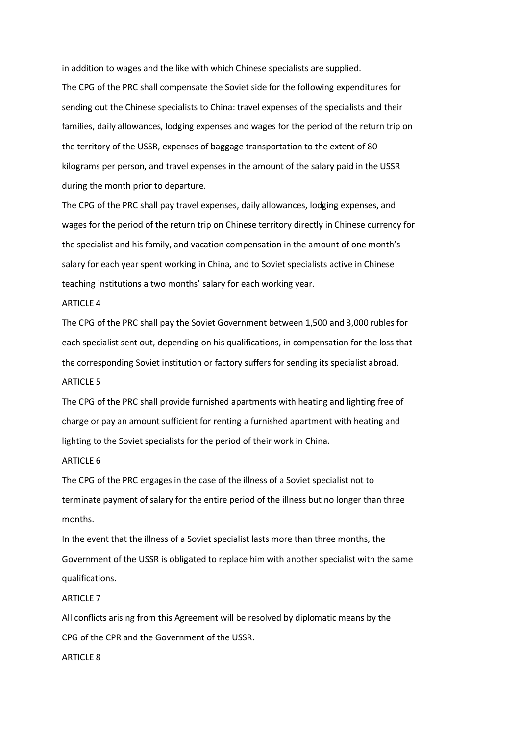in addition to wages and the like with which Chinese specialists are supplied.

The CPG of the PRC shall compensate the Soviet side for the following expenditures for sending out the Chinese specialists to China: travel expenses of the specialists and their families, daily allowances, lodging expenses and wages for the period of the return trip on the territory of the USSR, expenses of baggage transportation to the extent of 80 kilograms per person, and travel expenses in the amount of the salary paid in the USSR during the month prior to departure.

The CPG of the PRC shall pay travel expenses, daily allowances, lodging expenses, and wages for the period of the return trip on Chinese territory directly in Chinese currency for the specialist and his family, and vacation compensation in the amount of one month's salary for each year spent working in China, and to Soviet specialists active in Chinese teaching institutions a two months' salary for each working year.

ARTICLE 4

The CPG of the PRC shall pay the Soviet Government between 1,500 and 3,000 rubles for each specialist sent out, depending on his qualifications, in compensation for the loss that the corresponding Soviet institution or factory suffers for sending its specialist abroad.

ARTICLE 5

The CPG of the PRC shall provide furnished apartments with heating and lighting free of charge or pay an amount sufficient for renting a furnished apartment with heating and lighting to the Soviet specialists for the period of their work in China.

ARTICLE 6

The CPG of the PRC engages in the case of the illness of a Soviet specialist not to terminate payment of salary for the entire period of the illness but no longer than three months.

In the event that the illness of a Soviet specialist lasts more than three months, the Government of the USSR is obligated to replace him with another specialist with the same qualifications.

ARTICLE 7

All conflicts arising from this Agreement will be resolved by diplomatic means by the CPG of the CPR and the Government of the USSR.

ARTICLE 8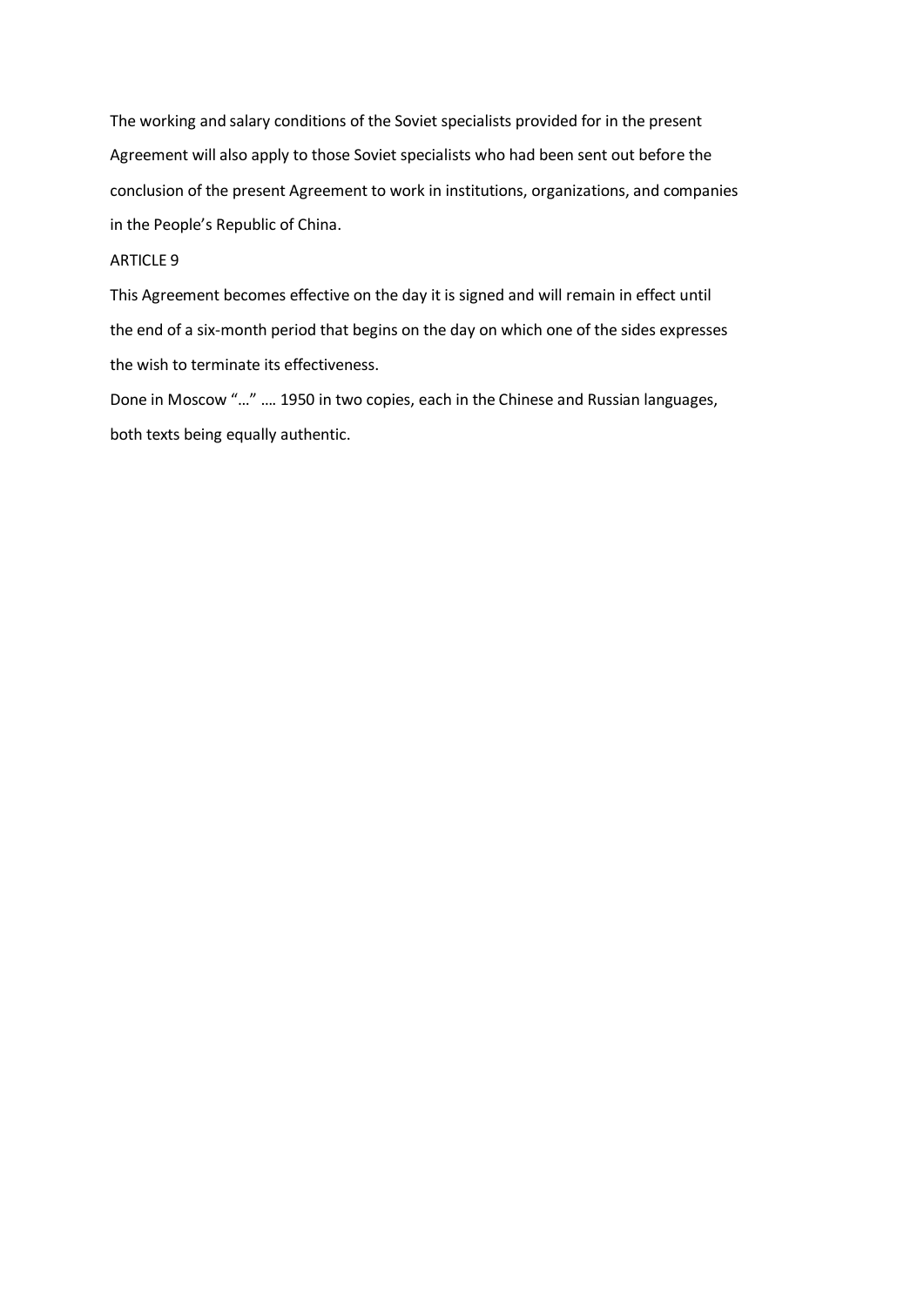The working and salary conditions of the Soviet specialists provided for in the present Agreement will also apply to those Soviet specialists who had been sent out before the conclusion of the present Agreement to work in institutions, organizations, and companies in the People's Republic of China.

ARTICLE 9

This Agreement becomes effective on the day it is signed and will remain in effect until the end of a six-month period that begins on the day on which one of the sides expresses the wish to terminate its effectiveness.

Done in Moscow "…" …. 1950 in two copies, each in the Chinese and Russian languages, both texts being equally authentic.